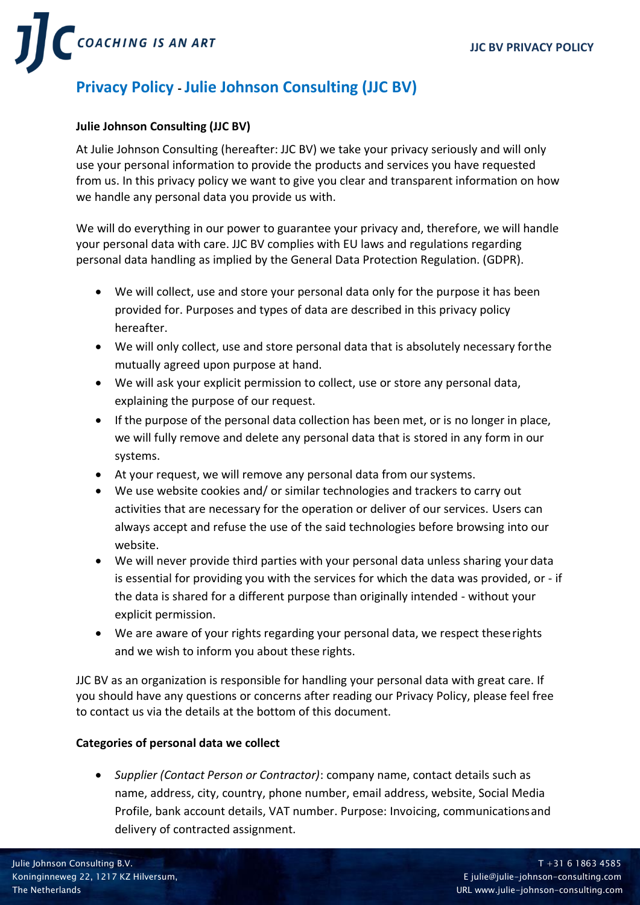# Privacy Policy - Julie Johnson Consulting (JJC BV)

**Julie Johnson Consulting (JJC BV)**

At Julie Johnson Consulting (hereafter: JJC BV) we take your privacy seriously and will only use your personal information to provide the products and services you have requested from us. In this privacy policy we want to give you clear and transparent information on how we handle any personal data you provide us with.

We will do everything in our power to guarantee your privacy and, therefore, we will handle your personal data with care. JJC BV complies with EU laws and regulations regarding personal data handling as implied by the General Data Protection Regulation. (GDPR).

- We will collect, use and store your personal data only for the purpose it has been provided for. Purposes and types of data are described in this privacy policy hereafter.
- We will only collect, use and store personal data that is absolutely necessary for the mutually agreed upon purpose at hand.
- We will ask your explicit permission to collect, use or store any personal data, explaining the purpose of our request.
- If the purpose of the personal data collection has been met, or is no longer in place, we will fully remove and delete any personal data that is stored in any form in our systems.
- At your request, we will remove any personal data from our systems.
- We use website cookies and/ or similar technologies and trackers to carry out activities that are necessary for the operation or deliver of our services. Users can always accept and refuse the use of the said technologies before browsing into our website.
- We will never provide third parties with your personal data unless sharing your data is essential for providing you with the services for which the data was provided, or - if the data is shared for a different purpose than originally intended - without your explicit permission.
- We are aware of your rights regarding your personal data, we respect these rights and we wish to inform you about these rights.

JJC BV as an organization is responsible for handling your personal data with great care. If you should have any questions or concerns after reading our Privacy Policy, please feel free to contact us via the details at the bottom of this document.

**Categories of personal data we collect**

- *Supplier (Contact Person or Contractor)*: company name, contact details such as name, address, city, country, phone number, email address, website, Social Media Profile, bank account details, VAT number. Purpose: Invoicing, communications and delivery of contracted assignment.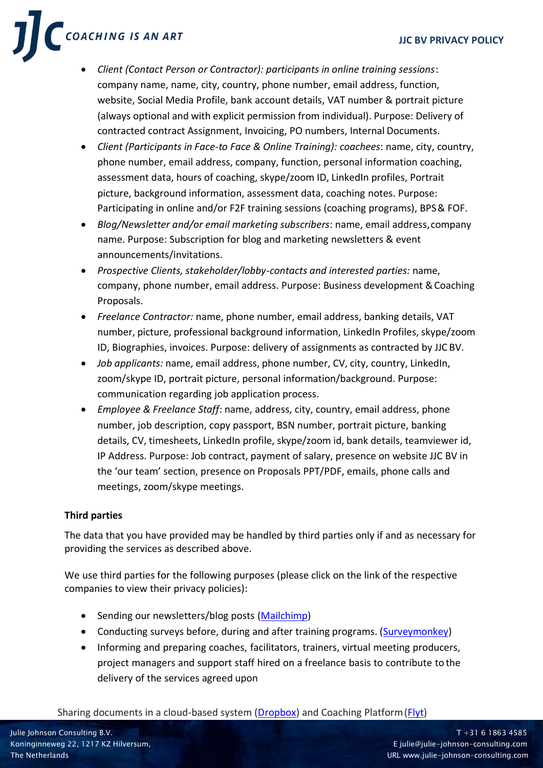- *Client (Contact Person or Contractor): participants in online training sessions*: company name, name, city, country, phone number, email address, function, website, Social Media Profile, bank account details, VAT number & portrait picture (always optional and with explicit permission from individual). Purpose: Delivery of contracted contract Assignment, Invoicing, PO numbers, Internal Documents.
- *Client (Participants in Face-to Face & Online Training): coachees*: name, city, country, phone number, email address, company, function, personal information coaching, assessment data, hours of coaching, skype/zoom ID, LinkedIn profiles, Portrait picture, background information, assessment data, coaching notes. Purpose: Participating in online and/or F2F training sessions (coaching programs), BPS & FOF.
- *Blog/Newsletter and/or email marketing subscribers*: name, email address, company name. Purpose: Subscription for blog and marketing newsletters & event announcements/invitations.
- *Prospective Clients, stakeholder/lobby-contacts and interested parties:* name, company, phone number, email address. Purpose: Business development & Coaching Proposals.
- *Freelance Contractor:* name, phone number, email address, banking details, VAT number, picture, professional background information, LinkedIn Profiles, skype/zoom ID, Biographies, invoices. Purpose: delivery of assignments as contracted by JJC BV.
- *Job applicants:* name, email address, phone number, CV, city, country, LinkedIn, zoom/skype ID, portrait picture, personal information/background. Purpose: communication regarding job application process.
- *Employee & Freelance Staff*: name, address, city, country, email address, phone number, job description, copy passport, BSN number, portrait picture, banking details, CV, timesheets, LinkedIn profile, skype/zoom id, bank details, teamviewer id, IP Address. Purpose: Job contract, payment of salary, presence on website JJC BV in the 'our team' section, presence on Proposals PPT/PDF, emails, phone calls and meetings, zoom/skype meetings.

**Third parties**

The data that you have provided may be handled by third parties only if and as necessary for providing the services as described above.

We use third parties for the following purposes (please click on the link of the respective companies to view their privacy policies):

- Sending our newsletters/blog posts (Mailchimp)
- Conducting surveys before, during and after training programs. (Surveymonkey)
- Informing and preparing coaches, facilitators, trainers, virtual meeting producers, project managers and support staff hired on a freelance basis to contribute to the delivery of the services agreed upon

Sharing documents in a cloud-based system (Dropbox) and Coaching Platform (Flyt)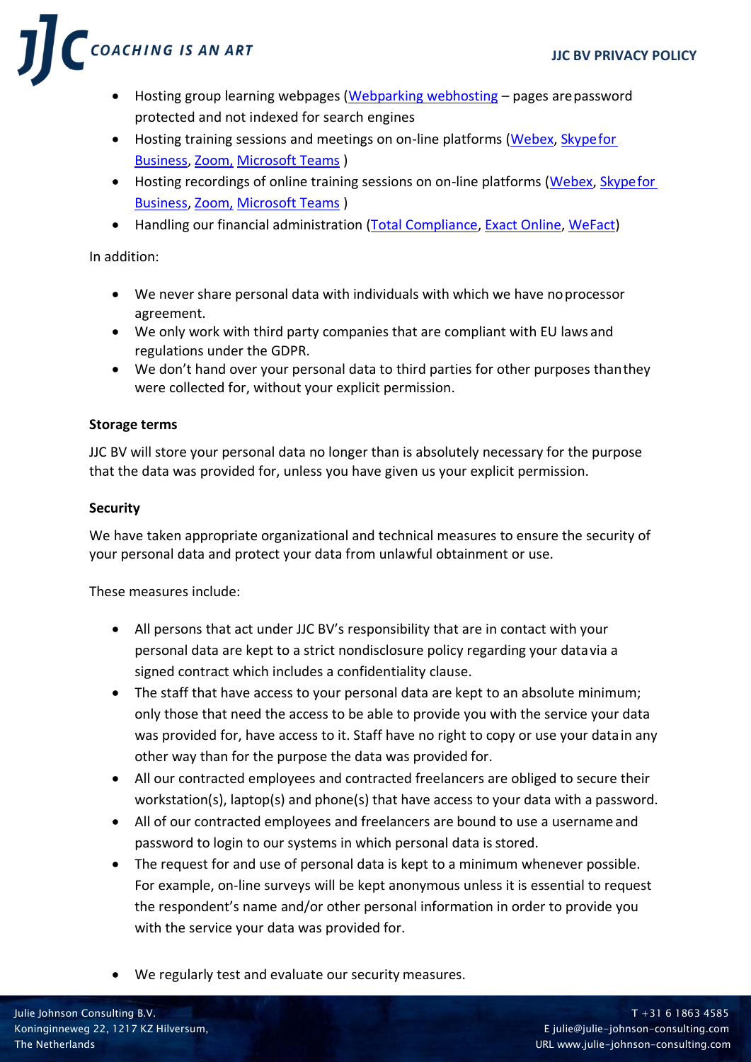- Hosting group learning webpages (Webparking webhosting – pages are password protected and not indexed for search engines
- Hosting training sessions and meetings on on-line platforms (Webex, Skype for Business, Zoom, Microsoft Teams )
- Hosting recordings of online training sessions on on-line platforms (Webex, Skype for Business, Zoom, Microsoft Teams )
- Handling our financial administration (Total Compliance, Exact Online, WeFact)

In addition:

- We never share personal data with individuals with which we have no processor agreement.
- We only work with third party companies that are compliant with EU laws and regulations under the GDPR.
- We don't hand over your personal data to third parties for other purposes than they were collected for, without your explicit permission.

**Storage terms**

JJC BV will store your personal data no longer than is absolutely necessary for the purpose that the data was provided for, unless you have given us your explicit permission.

**Security**

We have taken appropriate organizational and technical measures to ensure the security of your personal data and protect your data from unlawful obtainment or use.

These measures include:

- All persons that act under JJC BV's responsibility that are in contact with your personal data are kept to a strict nondisclosure policy regarding your data via a signed contract which includes a confidentiality clause.
- The staff that have access to your personal data are kept to an absolute minimum; only those that need the access to be able to provide you with the service your data was provided for, have access to it. Staff have no right to copy or use your data in any other way than for the purpose the data was provided for.
- All our contracted employees and contracted freelancers are obliged to secure their workstation(s), laptop(s) and phone(s) that have access to your data with a password.
- All of our contracted employees and freelancers are bound to use a username and password to login to our systems in which personal data is stored.
- The request for and use of personal data is kept to a minimum whenever possible. For example, on-line surveys will be kept anonymous unless it is essential to request the respondent's name and/or other personal information in order to provide you with the service your data was provided for.
- We regularly test and evaluate our security measures.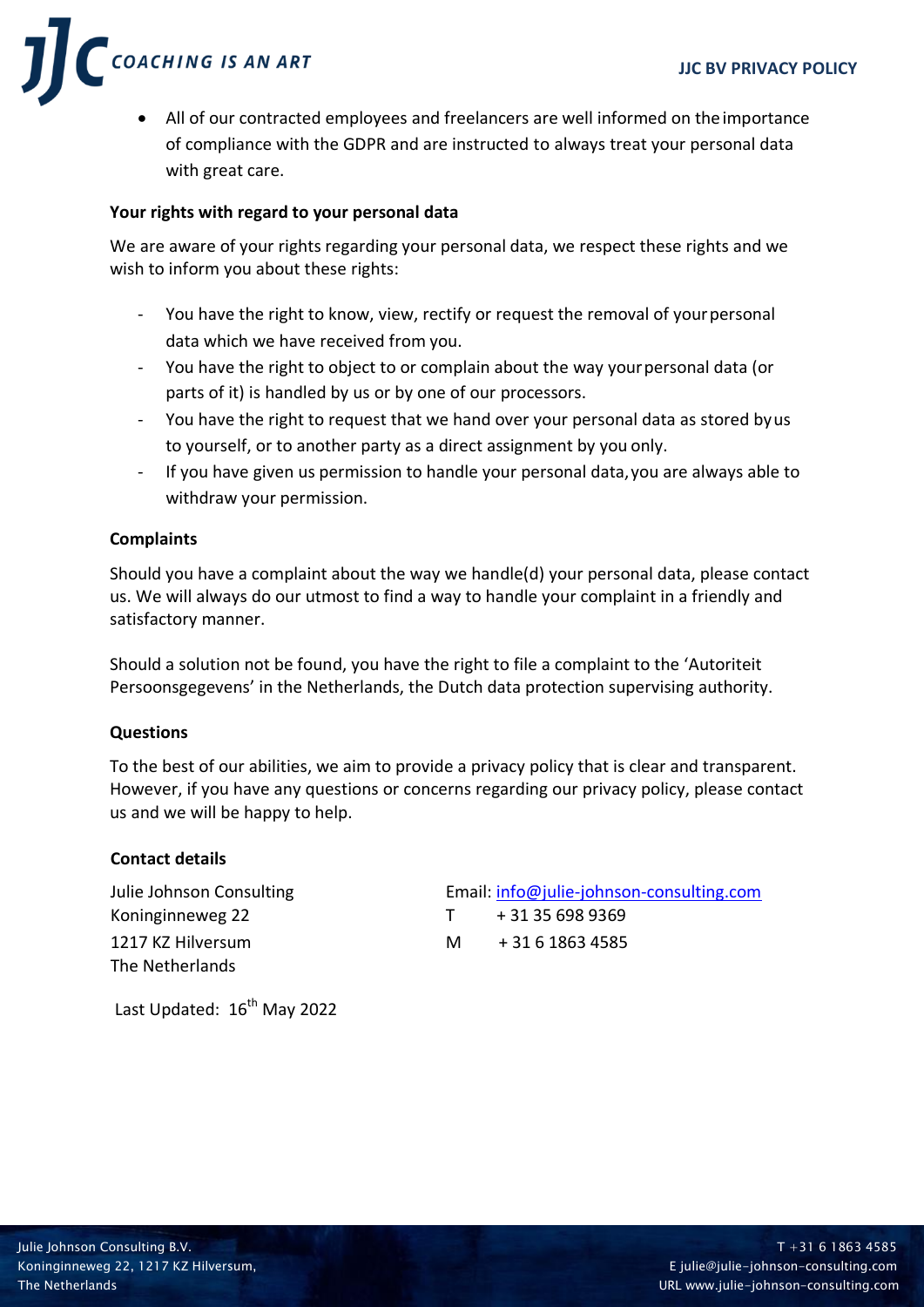- All of our contracted employees and freelancers are well informed on the importance of compliance with the GDPR and are instructed to always treat your personal data with great care.

**Your rights with regard to your personal data**

We are aware of your rights regarding your personal data, we respect these rights and we wish to inform you about these rights:

- You have the right to know, view, rectify or request the removal of your personal data which we have received from you.
- You have the right to object to or complain about the way your personal data (or parts of it) is handled by us or by one of our processors.
- You have the right to request that we hand over your personal data as stored by us to yourself, or to another party as a direct assignment by you only.
- If you have given us permission to handle your personal data, you are always able to withdraw your permission.

**Complaints**

Should you have a complaint about the way we handle(d) your personal data, please contact us. We will always do our utmost to find a way to handle your complaint in a friendly and satisfactory manner.

Should a solution not be found, you have the right to file a complaint to the 'Autoriteit Persoonsgegevens' in the Netherlands, the Dutch data protection supervising authority.

**Questions**

To the best of our abilities, we aim to provide a privacy policy that is clear and transparent. However, if you have any questions or concerns regarding our privacy policy, please contact us and we will be happy to help.

**Contact details**

Julie Johnson Consulting
Koninginneweg 22
1217 KZ Hilversum
The Netherlands

Email: info@julie-johnson-consulting.com
T + 31 35 698 9369
M + 31 6 1863 4585

Last Updated: 16th May 2022